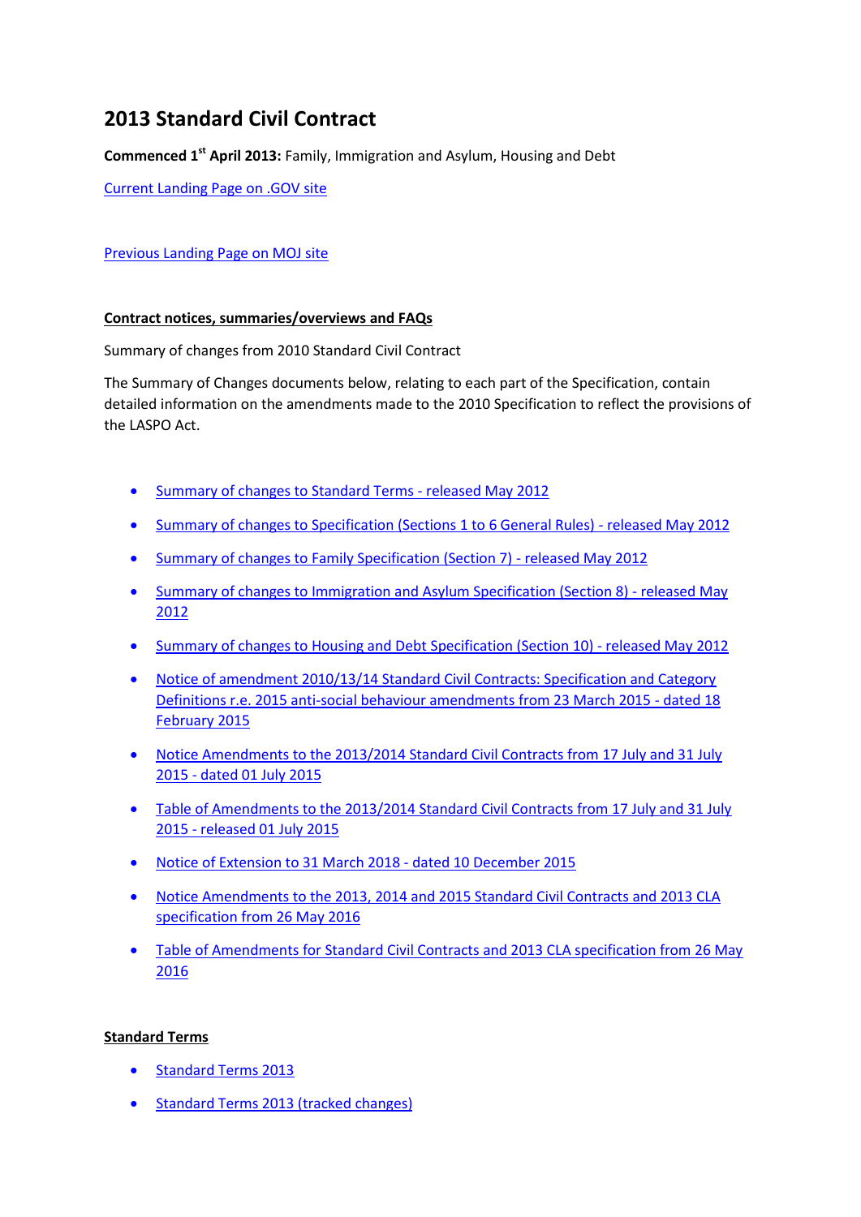# 2013 Standard Civil Contract

**Commenced 1st April 2013:** Family, Immigration and Asylum, Housing and Debt

Current Landing Page on .GOV site

Previous Landing Page on MOJ site

**Contract notices, summaries/overviews and FAQs**

Summary of changes from 2010 Standard Civil Contract

The Summary of Changes documents below, relating to each part of the Specification, contain detailed information on the amendments made to the 2010 Specification to reflect the provisions of the LASPO Act.

- Summary of changes to Standard Terms - released May 2012
- Summary of changes to Specification (Sections 1 to 6 General Rules) - released May 2012
- Summary of changes to Family Specification (Section 7) - released May 2012
- Summary of changes to Immigration and Asylum Specification (Section 8) - released May 2012
- Summary of changes to Housing and Debt Specification (Section 10) - released May 2012
- Notice of amendment 2010/13/14 Standard Civil Contracts: Specification and Category Definitions r.e. 2015 anti-social behaviour amendments from 23 March 2015 - dated 18 February 2015
- Notice Amendments to the 2013/2014 Standard Civil Contracts from 17 July and 31 July 2015 - dated 01 July 2015
- Table of Amendments to the 2013/2014 Standard Civil Contracts from 17 July and 31 July 2015 - released 01 July 2015
- Notice of Extension to 31 March 2018 - dated 10 December 2015
- Notice Amendments to the 2013, 2014 and 2015 Standard Civil Contracts and 2013 CLA specification from 26 May 2016
- Table of Amendments for Standard Civil Contracts and 2013 CLA specification from 26 May 2016

**Standard Terms**

- Standard Terms 2013
- Standard Terms 2013 (tracked changes)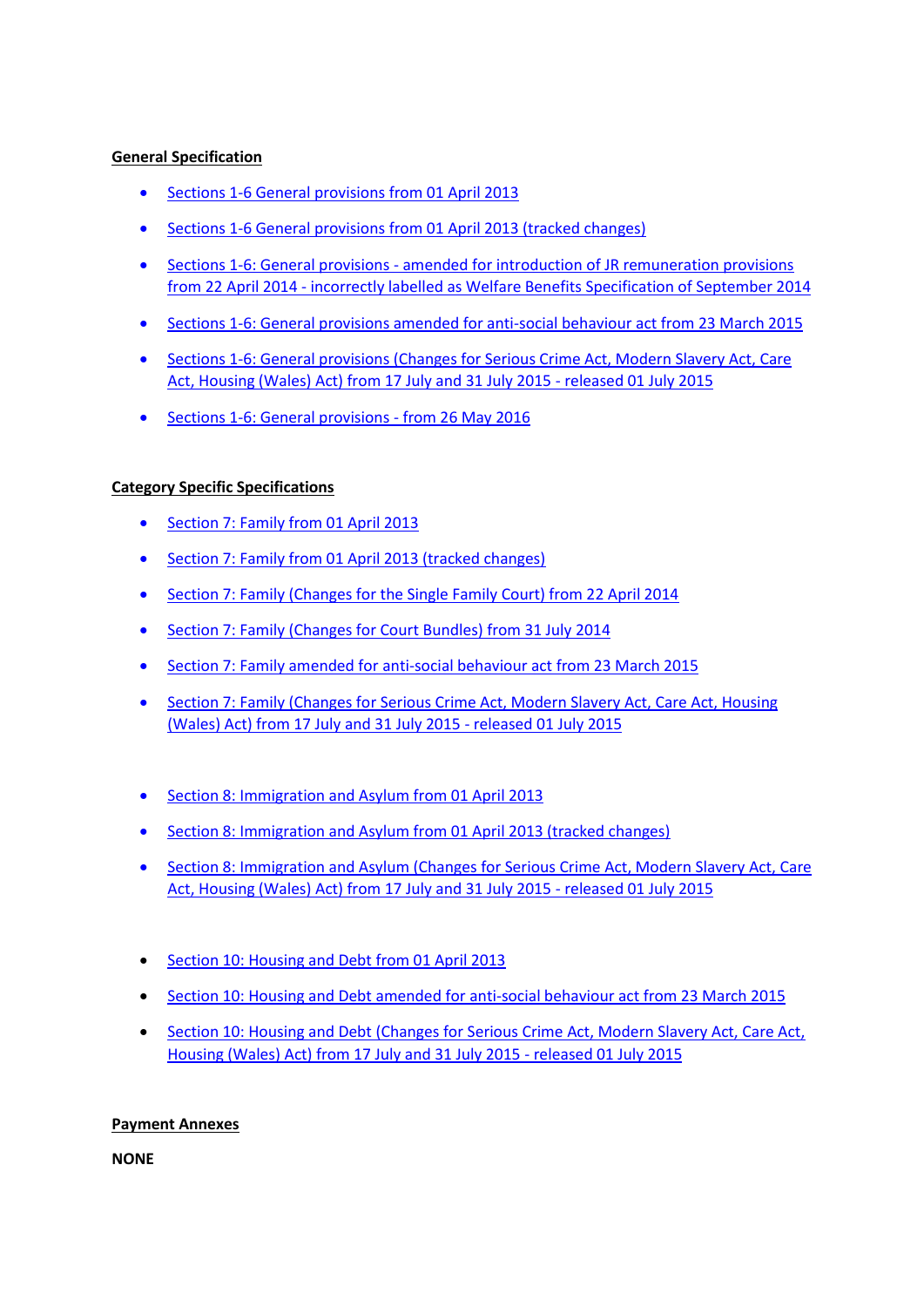**General Specification**

- Sections 1-6 General provisions from 01 April 2013
- Sections 1-6 General provisions from 01 April 2013 (tracked changes)
- Sections 1-6: General provisions - amended for introduction of JR remuneration provisions from 22 April 2014 - incorrectly labelled as Welfare Benefits Specification of September 2014
- Sections 1-6: General provisions amended for anti-social behaviour act from 23 March 2015
- Sections 1-6: General provisions (Changes for Serious Crime Act, Modern Slavery Act, Care Act, Housing (Wales) Act) from 17 July and 31 July 2015 - released 01 July 2015
- Sections 1-6: General provisions - from 26 May 2016

**Category Specific Specifications**

- Section 7: Family from 01 April 2013
- Section 7: Family from 01 April 2013 (tracked changes)
- Section 7: Family (Changes for the Single Family Court) from 22 April 2014
- Section 7: Family (Changes for Court Bundles) from 31 July 2014
- Section 7: Family amended for anti-social behaviour act from 23 March 2015
- Section 7: Family (Changes for Serious Crime Act, Modern Slavery Act, Care Act, Housing (Wales) Act) from 17 July and 31 July 2015 - released 01 July 2015

- Section 8: Immigration and Asylum from 01 April 2013
- Section 8: Immigration and Asylum from 01 April 2013 (tracked changes)
- Section 8: Immigration and Asylum (Changes for Serious Crime Act, Modern Slavery Act, Care Act, Housing (Wales) Act) from 17 July and 31 July 2015 - released 01 July 2015

- Section 10: Housing and Debt from 01 April 2013
- Section 10: Housing and Debt amended for anti-social behaviour act from 23 March 2015
- Section 10: Housing and Debt (Changes for Serious Crime Act, Modern Slavery Act, Care Act, Housing (Wales) Act) from 17 July and 31 July 2015 - released 01 July 2015

**Payment Annexes**

**NONE**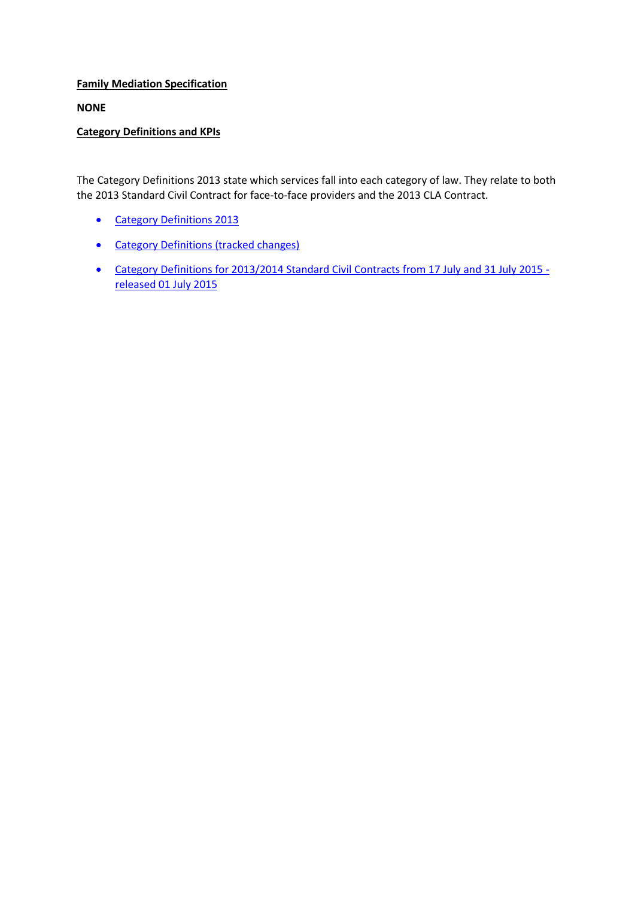**Family Mediation Specification**

**NONE**

**Category Definitions and KPIs**

The Category Definitions 2013 state which services fall into each category of law. They relate to both the 2013 Standard Civil Contract for face-to-face providers and the 2013 CLA Contract.

- Category Definitions 2013
- Category Definitions (tracked changes)
- Category Definitions for 2013/2014 Standard Civil Contracts from 17 July and 31 July 2015 - released 01 July 2015